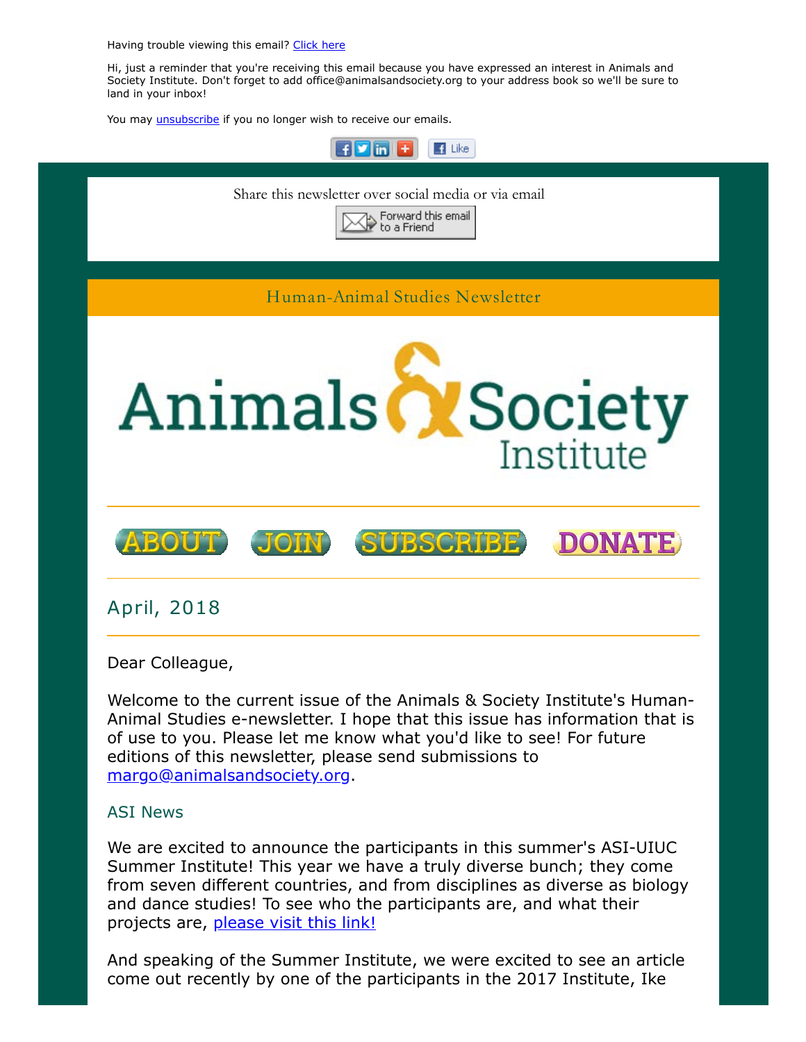Having trouble viewing this email? Click here

Hi, just a reminder that you're receiving this email because you have expressed an interest in Animals and Society Institute. Don't forget to add office@animalsandsociety.org to your address book so we'll be sure to land in your inbox!

You may unsubscribe if you no longer wish to receive our emails.

Share this newsletter over social media or via email

Forward this email to a Friend

Human-Animal Studies Newsletter

# Animals & Society Institute

ABOUT JOIN SUBSCRIBE DONATE

## April, 2018

Dear Colleague,

Welcome to the current issue of the Animals & Society Institute's Human-Animal Studies e-newsletter. I hope that this issue has information that is of use to you. Please let me know what you'd like to see! For future editions of this newsletter, please send submissions to margo@animalsandsociety.org.

### ASI News

We are excited to announce the participants in this summer's ASI-UIUC Summer Institute! This year we have a truly diverse bunch; they come from seven different countries, and from disciplines as diverse as biology and dance studies! To see who the participants are, and what their projects are, please visit this link!

And speaking of the Summer Institute, we were excited to see an article come out recently by one of the participants in the 2017 Institute, Ike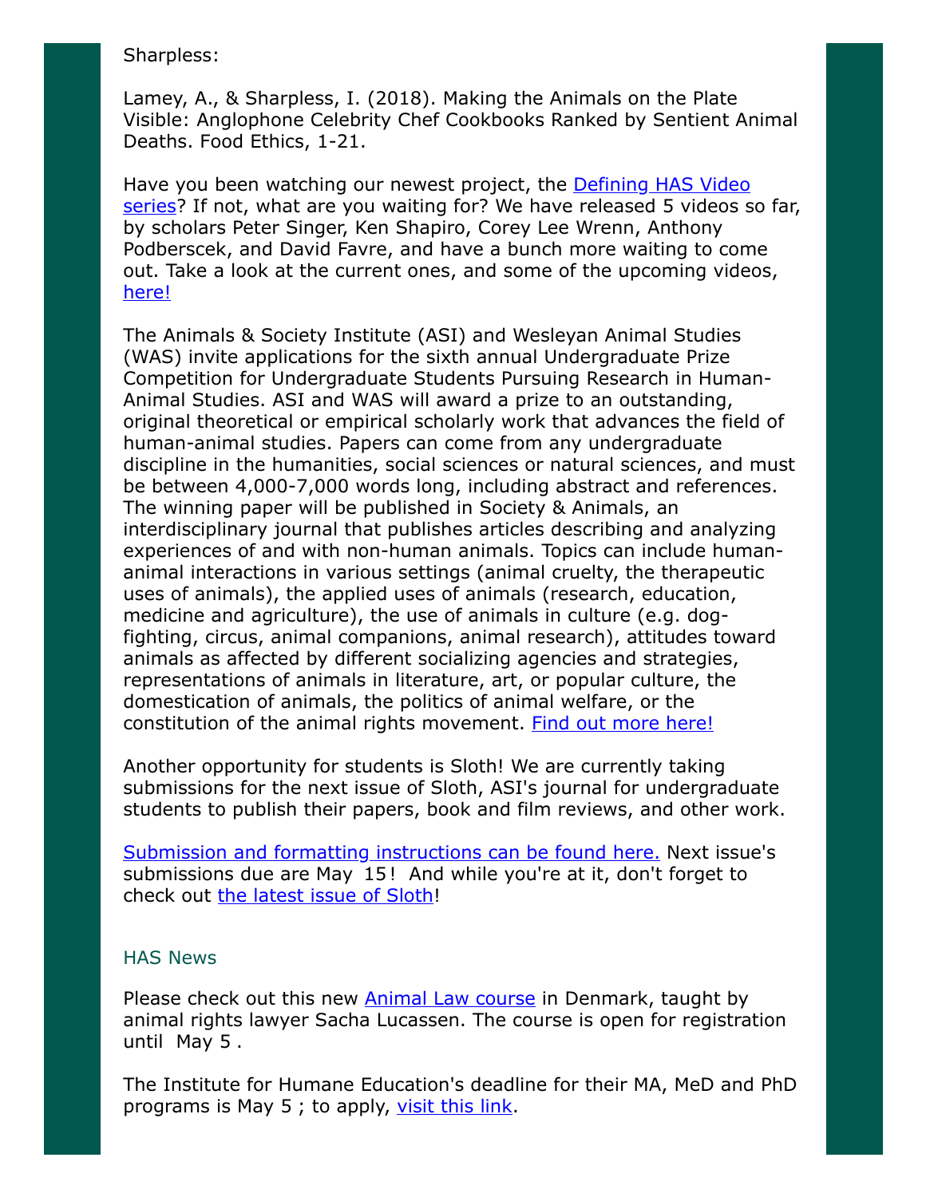Sharpless:

Lamey, A., & Sharpless, I. (2018). Making the Animals on the Plate Visible: Anglophone Celebrity Chef Cookbooks Ranked by Sentient Animal Deaths. Food Ethics, 1-21.

Have you been watching our newest project, the Defining HAS Video series? If not, what are you waiting for? We have released 5 videos so far, by scholars Peter Singer, Ken Shapiro, Corey Lee Wrenn, Anthony Podberscek, and David Favre, and have a bunch more waiting to come out. Take a look at the current ones, and some of the upcoming videos, here!

The Animals & Society Institute (ASI) and Wesleyan Animal Studies (WAS) invite applications for the sixth annual Undergraduate Prize Competition for Undergraduate Students Pursuing Research in Human-Animal Studies. ASI and WAS will award a prize to an outstanding, original theoretical or empirical scholarly work that advances the field of human-animal studies. Papers can come from any undergraduate discipline in the humanities, social sciences or natural sciences, and must be between 4,000-7,000 words long, including abstract and references. The winning paper will be published in Society & Animals, an interdisciplinary journal that publishes articles describing and analyzing experiences of and with non-human animals. Topics can include human-animal interactions in various settings (animal cruelty, the therapeutic uses of animals), the applied uses of animals (research, education, medicine and agriculture), the use of animals in culture (e.g. dog-fighting, circus, animal companions, animal research), attitudes toward animals as affected by different socializing agencies and strategies, representations of animals in literature, art, or popular culture, the domestication of animals, the politics of animal welfare, or the constitution of the animal rights movement. Find out more here!

Another opportunity for students is Sloth! We are currently taking submissions for the next issue of Sloth, ASI's journal for undergraduate students to publish their papers, book and film reviews, and other work.

Submission and formatting instructions can be found here. Next issue's submissions due are May 15! And while you're at it, don't forget to check out the latest issue of Sloth!

## HAS News

Please check out this new Animal Law course in Denmark, taught by animal rights lawyer Sacha Lucassen. The course is open for registration until May 5 .

The Institute for Humane Education's deadline for their MA, MeD and PhD programs is May 5 ; to apply, visit this link.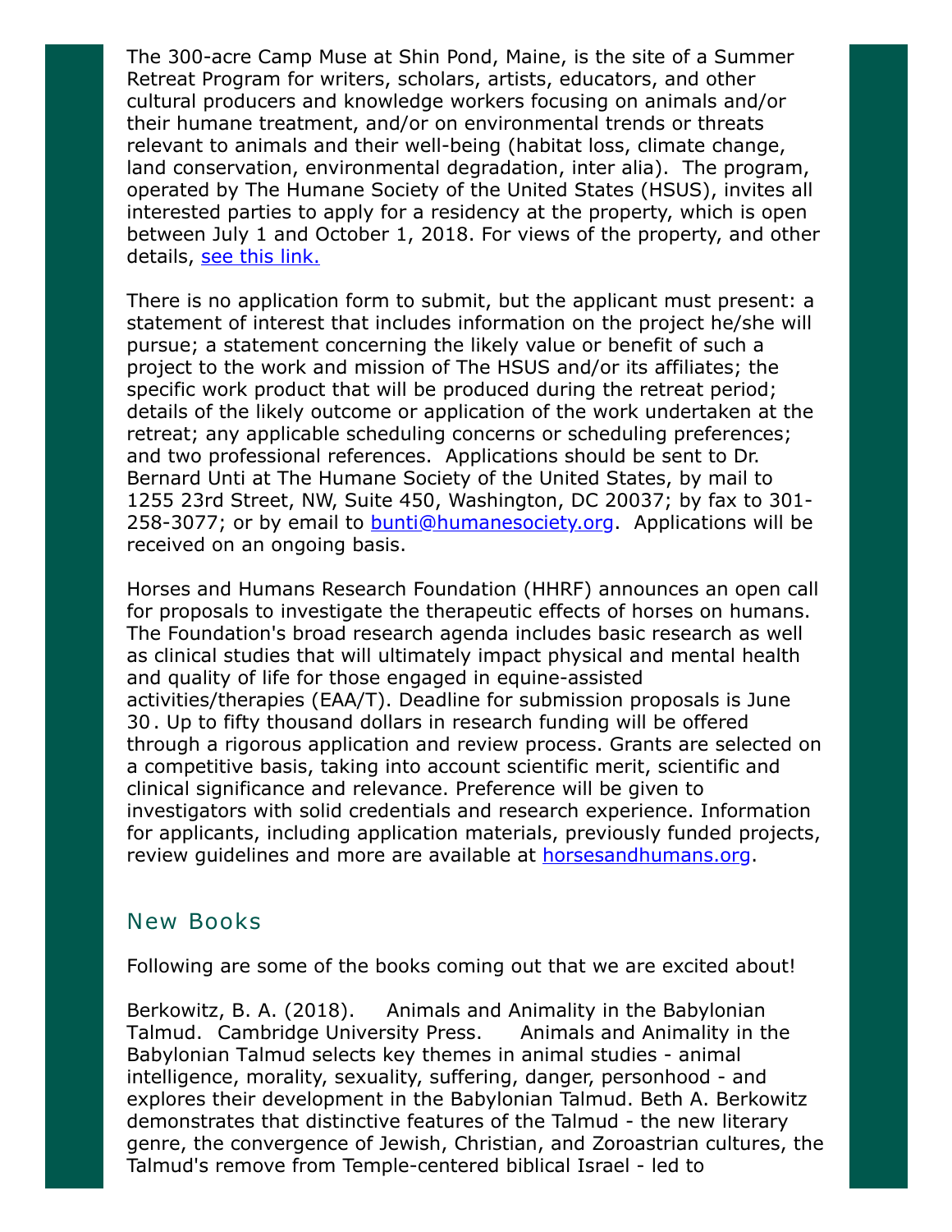The 300-acre Camp Muse at Shin Pond, Maine, is the site of a Summer Retreat Program for writers, scholars, artists, educators, and other cultural producers and knowledge workers focusing on animals and/or their humane treatment, and/or on environmental trends or threats relevant to animals and their well-being (habitat loss, climate change, land conservation, environmental degradation, inter alia). The program, operated by The Humane Society of the United States (HSUS), invites all interested parties to apply for a residency at the property, which is open between July 1 and October 1, 2018. For views of the property, and other details, [see this link.]

There is no application form to submit, but the applicant must present: a statement of interest that includes information on the project he/she will pursue; a statement concerning the likely value or benefit of such a project to the work and mission of The HSUS and/or its affiliates; the specific work product that will be produced during the retreat period; details of the likely outcome or application of the work undertaken at the retreat; any applicable scheduling concerns or scheduling preferences; and two professional references. Applications should be sent to Dr. Bernard Unti at The Humane Society of the United States, by mail to 1255 23rd Street, NW, Suite 450, Washington, DC 20037; by fax to 301-258-3077; or by email to bunti@humanesociety.org. Applications will be received on an ongoing basis.

Horses and Humans Research Foundation (HHRF) announces an open call for proposals to investigate the therapeutic effects of horses on humans. The Foundation's broad research agenda includes basic research as well as clinical studies that will ultimately impact physical and mental health and quality of life for those engaged in equine-assisted activities/therapies (EAA/T). Deadline for submission proposals is June 30. Up to fifty thousand dollars in research funding will be offered through a rigorous application and review process. Grants are selected on a competitive basis, taking into account scientific merit, scientific and clinical significance and relevance. Preference will be given to investigators with solid credentials and research experience. Information for applicants, including application materials, previously funded projects, review guidelines and more are available at horsesandhumans.org.

## New Books

Following are some of the books coming out that we are excited about!

Berkowitz, B. A. (2018). Animals and Animality in the Babylonian Talmud. Cambridge University Press. Animals and Animality in the Babylonian Talmud selects key themes in animal studies - animal intelligence, morality, sexuality, suffering, danger, personhood - and explores their development in the Babylonian Talmud. Beth A. Berkowitz demonstrates that distinctive features of the Talmud - the new literary genre, the convergence of Jewish, Christian, and Zoroastrian cultures, the Talmud's remove from Temple-centered biblical Israel - led to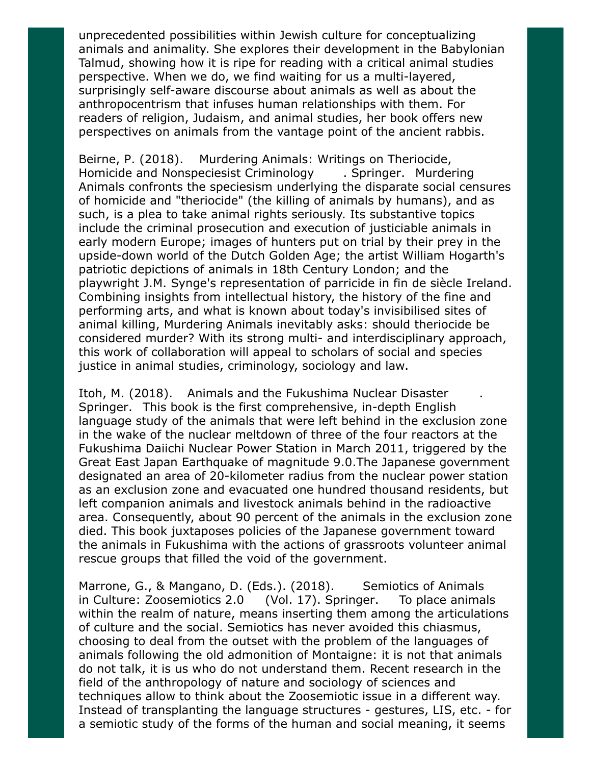unprecedented possibilities within Jewish culture for conceptualizing animals and animality. She explores their development in the Babylonian Talmud, showing how it is ripe for reading with a critical animal studies perspective. When we do, we find waiting for us a multi-layered, surprisingly self-aware discourse about animals as well as about the anthropocentrism that infuses human relationships with them. For readers of religion, Judaism, and animal studies, her book offers new perspectives on animals from the vantage point of the ancient rabbis.

Beirne, P. (2018). Murdering Animals: Writings on Theriocide, Homicide and Nonspeciesist Criminology. Springer. Murdering Animals confronts the speciesism underlying the disparate social censures of homicide and "theriocide" (the killing of animals by humans), and as such, is a plea to take animal rights seriously. Its substantive topics include the criminal prosecution and execution of justiciable animals in early modern Europe; images of hunters put on trial by their prey in the upside-down world of the Dutch Golden Age; the artist William Hogarth's patriotic depictions of animals in 18th Century London; and the playwright J.M. Synge's representation of parricide in fin de siècle Ireland. Combining insights from intellectual history, the history of the fine and performing arts, and what is known about today's invisibilised sites of animal killing, Murdering Animals inevitably asks: should theriocide be considered murder? With its strong multi- and interdisciplinary approach, this work of collaboration will appeal to scholars of social and species justice in animal studies, criminology, sociology and law.

Itoh, M. (2018). Animals and the Fukushima Nuclear Disaster. Springer. This book is the first comprehensive, in-depth English language study of the animals that were left behind in the exclusion zone in the wake of the nuclear meltdown of three of the four reactors at the Fukushima Daiichi Nuclear Power Station in March 2011, triggered by the Great East Japan Earthquake of magnitude 9.0.The Japanese government designated an area of 20-kilometer radius from the nuclear power station as an exclusion zone and evacuated one hundred thousand residents, but left companion animals and livestock animals behind in the radioactive area. Consequently, about 90 percent of the animals in the exclusion zone died. This book juxtaposes policies of the Japanese government toward the animals in Fukushima with the actions of grassroots volunteer animal rescue groups that filled the void of the government.

Marrone, G., & Mangano, D. (Eds.). (2018). Semiotics of Animals in Culture: Zoosemiotics 2.0 (Vol. 17). Springer. To place animals within the realm of nature, means inserting them among the articulations of culture and the social. Semiotics has never avoided this chiasmus, choosing to deal from the outset with the problem of the languages of animals following the old admonition of Montaigne: it is not that animals do not talk, it is us who do not understand them. Recent research in the field of the anthropology of nature and sociology of sciences and techniques allow to think about the Zoosemiotic issue in a different way. Instead of transplanting the language structures - gestures, LIS, etc. - for a semiotic study of the forms of the human and social meaning, it seems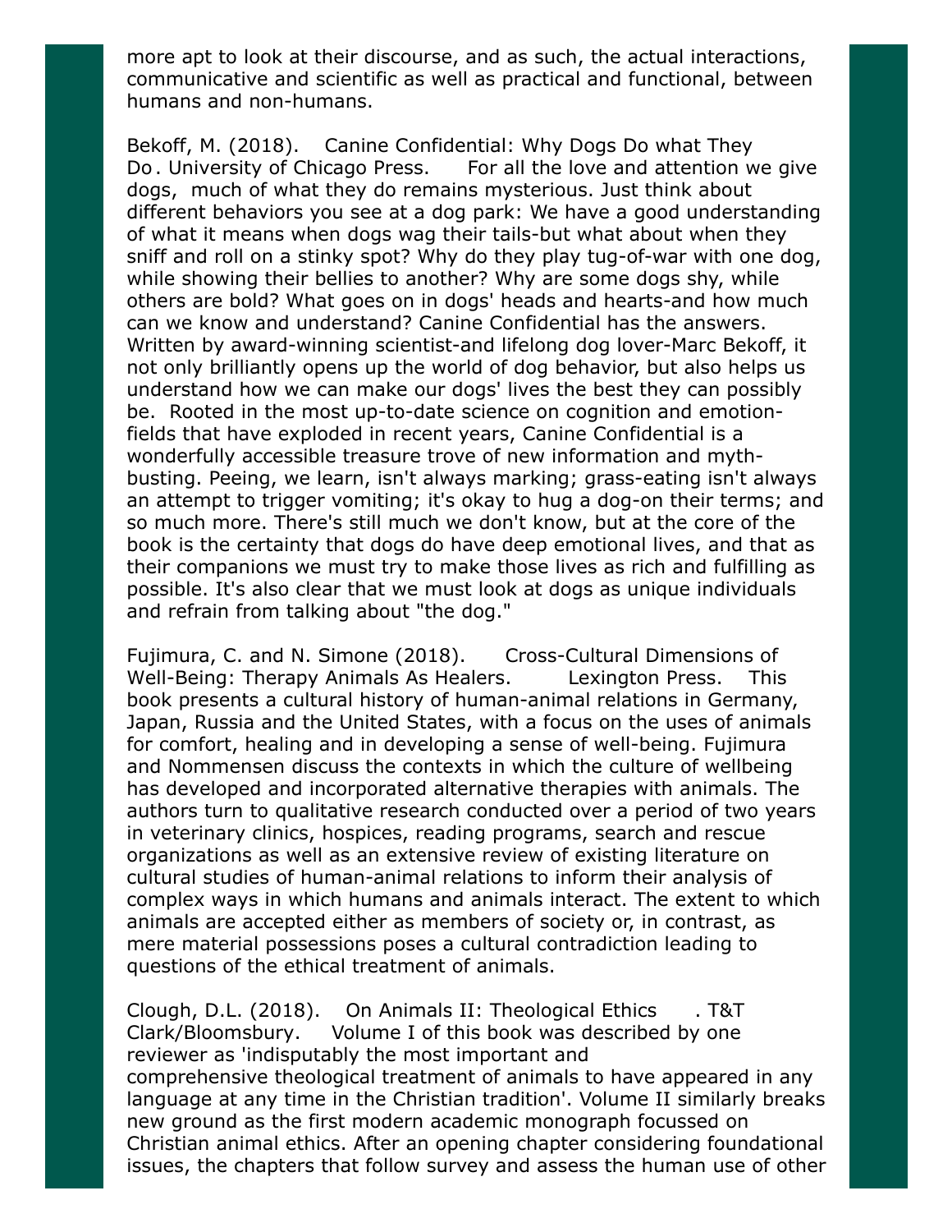more apt to look at their discourse, and as such, the actual interactions, communicative and scientific as well as practical and functional, between humans and non-humans.

Bekoff, M. (2018). Canine Confidential: Why Dogs Do what They Do. University of Chicago Press. For all the love and attention we give dogs, much of what they do remains mysterious. Just think about different behaviors you see at a dog park: We have a good understanding of what it means when dogs wag their tails-but what about when they sniff and roll on a stinky spot? Why do they play tug-of-war with one dog, while showing their bellies to another? Why are some dogs shy, while others are bold? What goes on in dogs' heads and hearts-and how much can we know and understand? Canine Confidential has the answers. Written by award-winning scientist-and lifelong dog lover-Marc Bekoff, it not only brilliantly opens up the world of dog behavior, but also helps us understand how we can make our dogs' lives the best they can possibly be. Rooted in the most up-to-date science on cognition and emotion-fields that have exploded in recent years, Canine Confidential is a wonderfully accessible treasure trove of new information and myth-busting. Peeing, we learn, isn't always marking; grass-eating isn't always an attempt to trigger vomiting; it's okay to hug a dog-on their terms; and so much more. There's still much we don't know, but at the core of the book is the certainty that dogs do have deep emotional lives, and that as their companions we must try to make those lives as rich and fulfilling as possible. It's also clear that we must look at dogs as unique individuals and refrain from talking about "the dog."

Fujimura, C. and N. Simone (2018). Cross-Cultural Dimensions of Well-Being: Therapy Animals As Healers. Lexington Press. This book presents a cultural history of human-animal relations in Germany, Japan, Russia and the United States, with a focus on the uses of animals for comfort, healing and in developing a sense of well-being. Fujimura and Nommensen discuss the contexts in which the culture of wellbeing has developed and incorporated alternative therapies with animals. The authors turn to qualitative research conducted over a period of two years in veterinary clinics, hospices, reading programs, search and rescue organizations as well as an extensive review of existing literature on cultural studies of human-animal relations to inform their analysis of complex ways in which humans and animals interact. The extent to which animals are accepted either as members of society or, in contrast, as mere material possessions poses a cultural contradiction leading to questions of the ethical treatment of animals.

Clough, D.L. (2018). On Animals II: Theological Ethics. T&T Clark/Bloomsbury. Volume I of this book was described by one reviewer as 'indisputably the most important and comprehensive theological treatment of animals to have appeared in any language at any time in the Christian tradition'. Volume II similarly breaks new ground as the first modern academic monograph focussed on Christian animal ethics. After an opening chapter considering foundational issues, the chapters that follow survey and assess the human use of other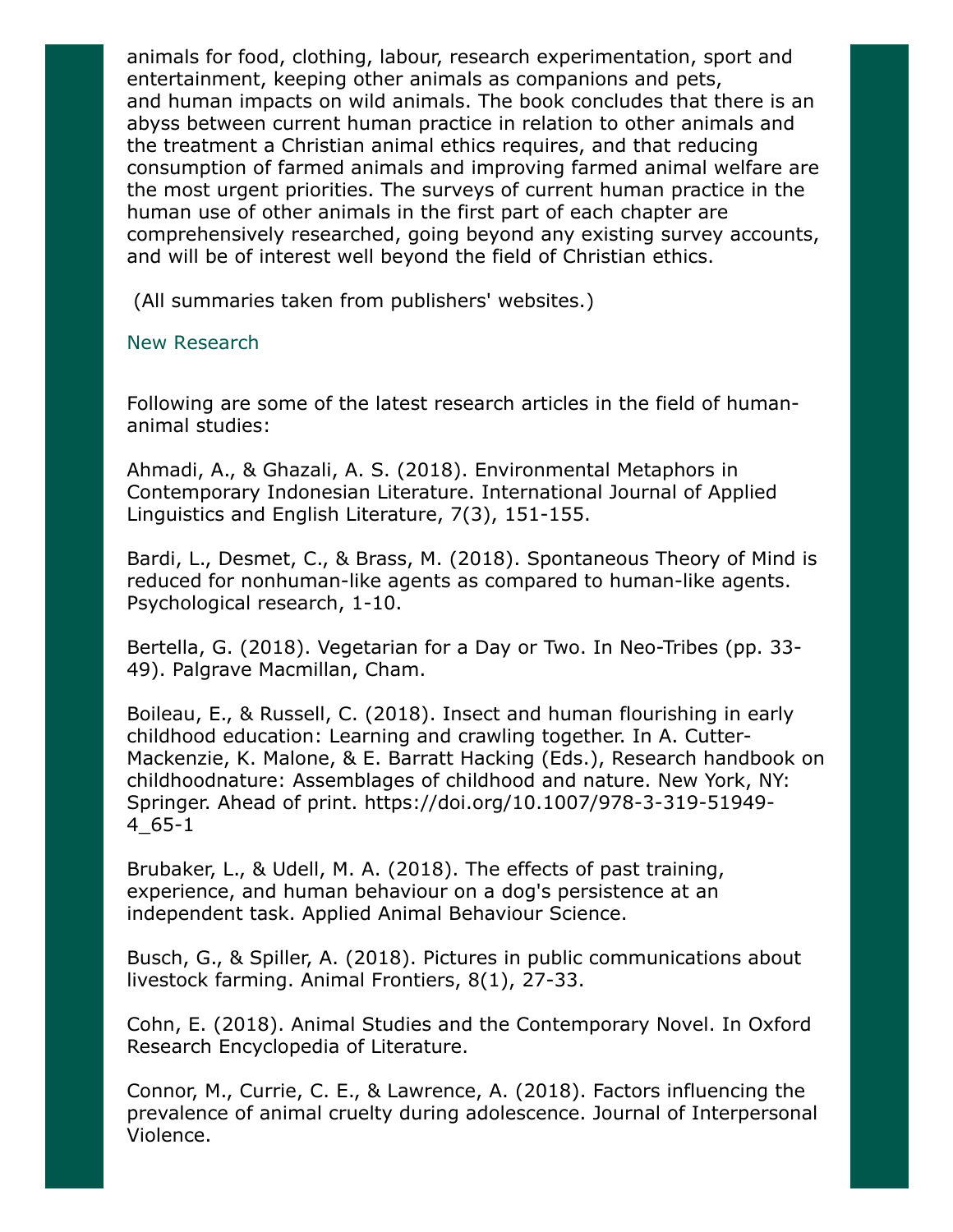animals for food, clothing, labour, research experimentation, sport and entertainment, keeping other animals as companions and pets, and human impacts on wild animals. The book concludes that there is an abyss between current human practice in relation to other animals and the treatment a Christian animal ethics requires, and that reducing consumption of farmed animals and improving farmed animal welfare are the most urgent priorities. The surveys of current human practice in the human use of other animals in the first part of each chapter are comprehensively researched, going beyond any existing survey accounts, and will be of interest well beyond the field of Christian ethics.

(All summaries taken from publishers' websites.)

## New Research

Following are some of the latest research articles in the field of human-animal studies:

Ahmadi, A., & Ghazali, A. S. (2018). Environmental Metaphors in Contemporary Indonesian Literature. International Journal of Applied Linguistics and English Literature, 7(3), 151-155.

Bardi, L., Desmet, C., & Brass, M. (2018). Spontaneous Theory of Mind is reduced for nonhuman-like agents as compared to human-like agents. Psychological research, 1-10.

Bertella, G. (2018). Vegetarian for a Day or Two. In Neo-Tribes (pp. 33-49). Palgrave Macmillan, Cham.

Boileau, E., & Russell, C. (2018). Insect and human flourishing in early childhood education: Learning and crawling together. In A. Cutter-Mackenzie, K. Malone, & E. Barratt Hacking (Eds.), Research handbook on childhoodnature: Assemblages of childhood and nature. New York, NY: Springer. Ahead of print. https://doi.org/10.1007/978-3-319-51949-4_65-1

Brubaker, L., & Udell, M. A. (2018). The effects of past training, experience, and human behaviour on a dog's persistence at an independent task. Applied Animal Behaviour Science.

Busch, G., & Spiller, A. (2018). Pictures in public communications about livestock farming. Animal Frontiers, 8(1), 27-33.

Cohn, E. (2018). Animal Studies and the Contemporary Novel. In Oxford Research Encyclopedia of Literature.

Connor, M., Currie, C. E., & Lawrence, A. (2018). Factors influencing the prevalence of animal cruelty during adolescence. Journal of Interpersonal Violence.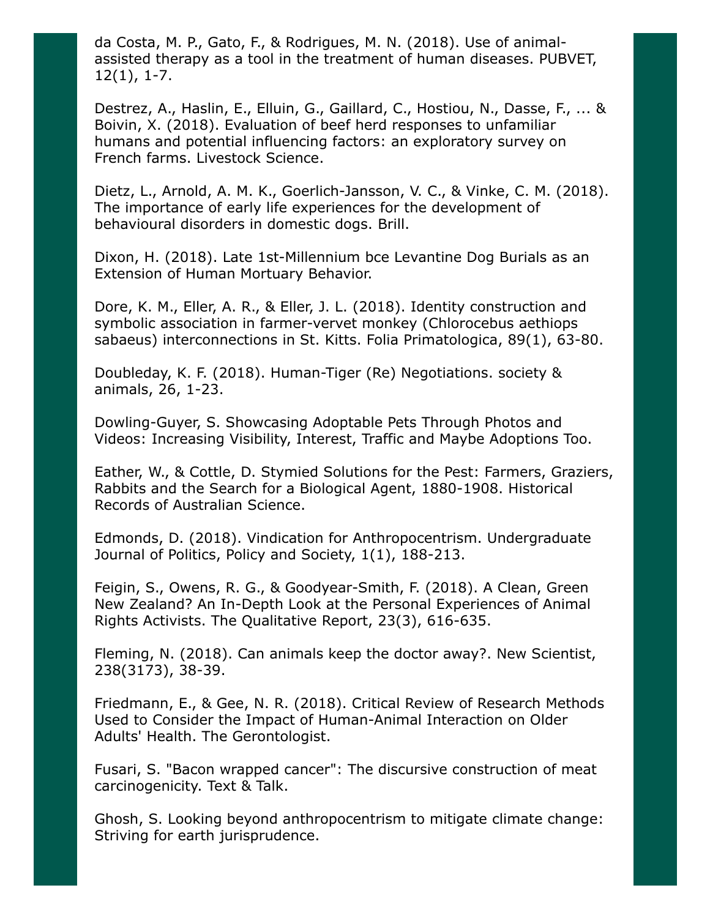da Costa, M. P., Gato, F., & Rodrigues, M. N. (2018). Use of animal-assisted therapy as a tool in the treatment of human diseases. PUBVET, 12(1), 1-7.

Destrez, A., Haslin, E., Elluin, G., Gaillard, C., Hostiou, N., Dasse, F., ... & Boivin, X. (2018). Evaluation of beef herd responses to unfamiliar humans and potential influencing factors: an exploratory survey on French farms. Livestock Science.

Dietz, L., Arnold, A. M. K., Goerlich-Jansson, V. C., & Vinke, C. M. (2018). The importance of early life experiences for the development of behavioural disorders in domestic dogs. Brill.

Dixon, H. (2018). Late 1st-Millennium bce Levantine Dog Burials as an Extension of Human Mortuary Behavior.

Dore, K. M., Eller, A. R., & Eller, J. L. (2018). Identity construction and symbolic association in farmer-vervet monkey (Chlorocebus aethiops sabaeus) interconnections in St. Kitts. Folia Primatologica, 89(1), 63-80.

Doubleday, K. F. (2018). Human-Tiger (Re) Negotiations. society & animals, 26, 1-23.

Dowling-Guyer, S. Showcasing Adoptable Pets Through Photos and Videos: Increasing Visibility, Interest, Traffic and Maybe Adoptions Too.

Eather, W., & Cottle, D. Stymied Solutions for the Pest: Farmers, Graziers, Rabbits and the Search for a Biological Agent, 1880-1908. Historical Records of Australian Science.

Edmonds, D. (2018). Vindication for Anthropocentrism. Undergraduate Journal of Politics, Policy and Society, 1(1), 188-213.

Feigin, S., Owens, R. G., & Goodyear-Smith, F. (2018). A Clean, Green New Zealand? An In-Depth Look at the Personal Experiences of Animal Rights Activists. The Qualitative Report, 23(3), 616-635.

Fleming, N. (2018). Can animals keep the doctor away?. New Scientist, 238(3173), 38-39.

Friedmann, E., & Gee, N. R. (2018). Critical Review of Research Methods Used to Consider the Impact of Human-Animal Interaction on Older Adults' Health. The Gerontologist.

Fusari, S. "Bacon wrapped cancer": The discursive construction of meat carcinogenicity. Text & Talk.

Ghosh, S. Looking beyond anthropocentrism to mitigate climate change: Striving for earth jurisprudence.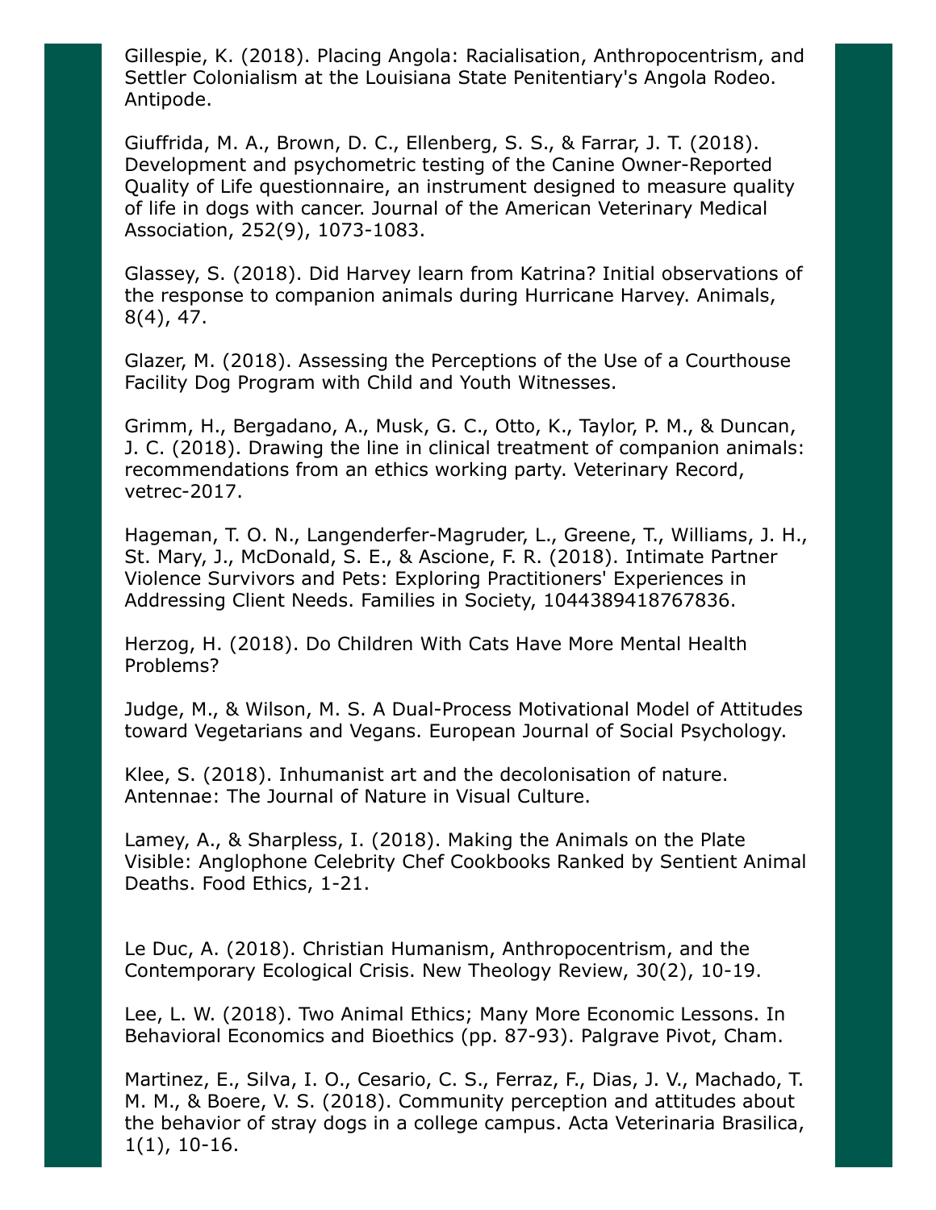Gillespie, K. (2018). Placing Angola: Racialisation, Anthropocentrism, and Settler Colonialism at the Louisiana State Penitentiary's Angola Rodeo. Antipode.

Giuffrida, M. A., Brown, D. C., Ellenberg, S. S., & Farrar, J. T. (2018). Development and psychometric testing of the Canine Owner-Reported Quality of Life questionnaire, an instrument designed to measure quality of life in dogs with cancer. Journal of the American Veterinary Medical Association, 252(9), 1073-1083.

Glassey, S. (2018). Did Harvey learn from Katrina? Initial observations of the response to companion animals during Hurricane Harvey. Animals, 8(4), 47.

Glazer, M. (2018). Assessing the Perceptions of the Use of a Courthouse Facility Dog Program with Child and Youth Witnesses.

Grimm, H., Bergadano, A., Musk, G. C., Otto, K., Taylor, P. M., & Duncan, J. C. (2018). Drawing the line in clinical treatment of companion animals: recommendations from an ethics working party. Veterinary Record, vetrec-2017.

Hageman, T. O. N., Langenderfer-Magruder, L., Greene, T., Williams, J. H., St. Mary, J., McDonald, S. E., & Ascione, F. R. (2018). Intimate Partner Violence Survivors and Pets: Exploring Practitioners' Experiences in Addressing Client Needs. Families in Society, 1044389418767836.

Herzog, H. (2018). Do Children With Cats Have More Mental Health Problems?

Judge, M., & Wilson, M. S. A Dual-Process Motivational Model of Attitudes toward Vegetarians and Vegans. European Journal of Social Psychology.

Klee, S. (2018). Inhumanist art and the decolonisation of nature. Antennae: The Journal of Nature in Visual Culture.

Lamey, A., & Sharpless, I. (2018). Making the Animals on the Plate Visible: Anglophone Celebrity Chef Cookbooks Ranked by Sentient Animal Deaths. Food Ethics, 1-21.

Le Duc, A. (2018). Christian Humanism, Anthropocentrism, and the Contemporary Ecological Crisis. New Theology Review, 30(2), 10-19.

Lee, L. W. (2018). Two Animal Ethics; Many More Economic Lessons. In Behavioral Economics and Bioethics (pp. 87-93). Palgrave Pivot, Cham.

Martinez, E., Silva, I. O., Cesario, C. S., Ferraz, F., Dias, J. V., Machado, T. M. M., & Boere, V. S. (2018). Community perception and attitudes about the behavior of stray dogs in a college campus. Acta Veterinaria Brasilica, 1(1), 10-16.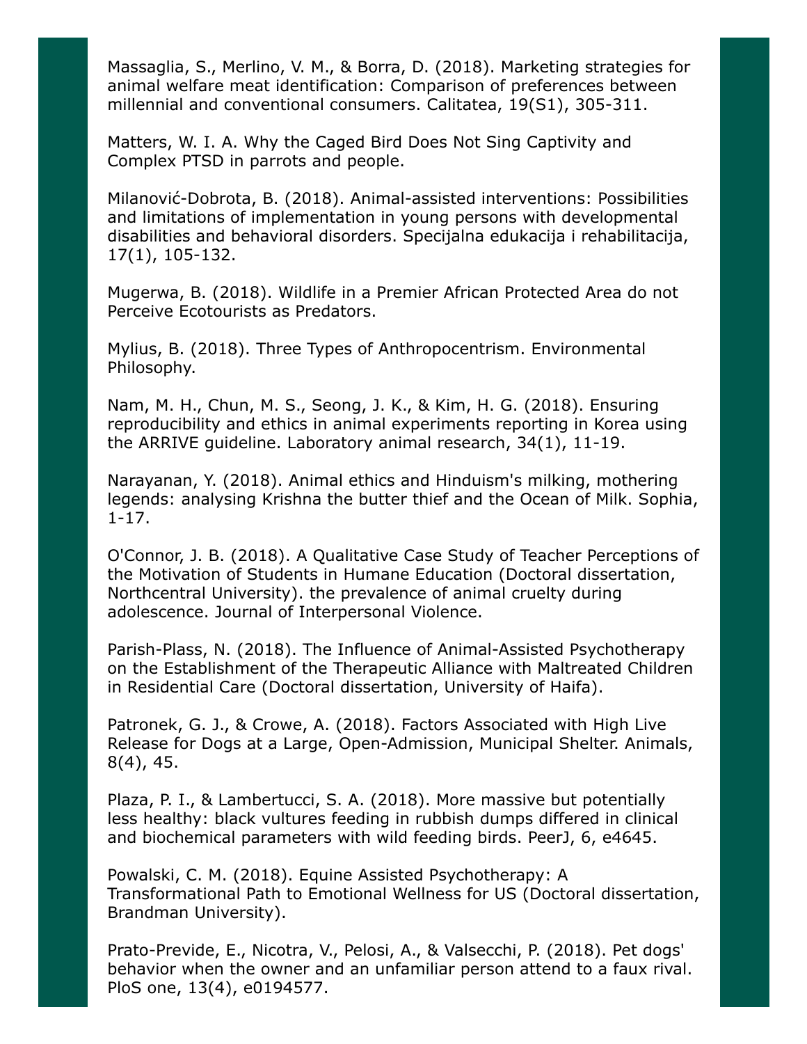Massaglia, S., Merlino, V. M., & Borra, D. (2018). Marketing strategies for animal welfare meat identification: Comparison of preferences between millennial and conventional consumers. Calitatea, 19(S1), 305-311.

Matters, W. I. A. Why the Caged Bird Does Not Sing Captivity and Complex PTSD in parrots and people.

Milanović-Dobrota, B. (2018). Animal-assisted interventions: Possibilities and limitations of implementation in young persons with developmental disabilities and behavioral disorders. Specijalna edukacija i rehabilitacija, 17(1), 105-132.

Mugerwa, B. (2018). Wildlife in a Premier African Protected Area do not Perceive Ecotourists as Predators.

Mylius, B. (2018). Three Types of Anthropocentrism. Environmental Philosophy.

Nam, M. H., Chun, M. S., Seong, J. K., & Kim, H. G. (2018). Ensuring reproducibility and ethics in animal experiments reporting in Korea using the ARRIVE guideline. Laboratory animal research, 34(1), 11-19.

Narayanan, Y. (2018). Animal ethics and Hinduism's milking, mothering legends: analysing Krishna the butter thief and the Ocean of Milk. Sophia, 1-17.

O'Connor, J. B. (2018). A Qualitative Case Study of Teacher Perceptions of the Motivation of Students in Humane Education (Doctoral dissertation, Northcentral University). the prevalence of animal cruelty during adolescence. Journal of Interpersonal Violence.

Parish-Plass, N. (2018). The Influence of Animal-Assisted Psychotherapy on the Establishment of the Therapeutic Alliance with Maltreated Children in Residential Care (Doctoral dissertation, University of Haifa).

Patronek, G. J., & Crowe, A. (2018). Factors Associated with High Live Release for Dogs at a Large, Open-Admission, Municipal Shelter. Animals, 8(4), 45.

Plaza, P. I., & Lambertucci, S. A. (2018). More massive but potentially less healthy: black vultures feeding in rubbish dumps differed in clinical and biochemical parameters with wild feeding birds. PeerJ, 6, e4645.

Powalski, C. M. (2018). Equine Assisted Psychotherapy: A Transformational Path to Emotional Wellness for US (Doctoral dissertation, Brandman University).

Prato-Previde, E., Nicotra, V., Pelosi, A., & Valsecchi, P. (2018). Pet dogs' behavior when the owner and an unfamiliar person attend to a faux rival. PloS one, 13(4), e0194577.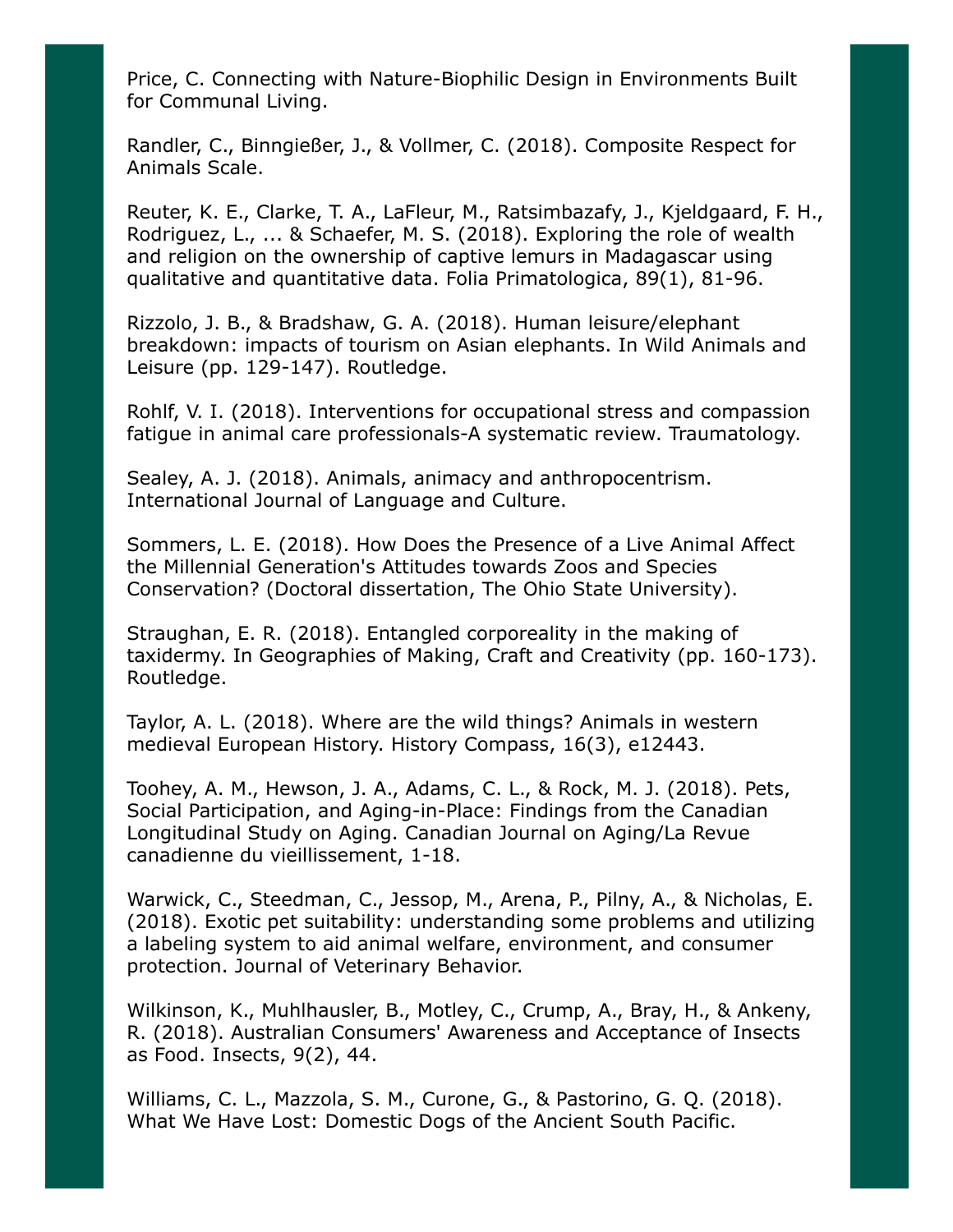Price, C. Connecting with Nature-Biophilic Design in Environments Built for Communal Living.

Randler, C., Binngießer, J., & Vollmer, C. (2018). Composite Respect for Animals Scale.

Reuter, K. E., Clarke, T. A., LaFleur, M., Ratsimbazafy, J., Kjeldgaard, F. H., Rodriguez, L., ... & Schaefer, M. S. (2018). Exploring the role of wealth and religion on the ownership of captive lemurs in Madagascar using qualitative and quantitative data. Folia Primatologica, 89(1), 81-96.

Rizzolo, J. B., & Bradshaw, G. A. (2018). Human leisure/elephant breakdown: impacts of tourism on Asian elephants. In Wild Animals and Leisure (pp. 129-147). Routledge.

Rohlf, V. I. (2018). Interventions for occupational stress and compassion fatigue in animal care professionals-A systematic review. Traumatology.

Sealey, A. J. (2018). Animals, animacy and anthropocentrism. International Journal of Language and Culture.

Sommers, L. E. (2018). How Does the Presence of a Live Animal Affect the Millennial Generation's Attitudes towards Zoos and Species Conservation? (Doctoral dissertation, The Ohio State University).

Straughan, E. R. (2018). Entangled corporeality in the making of taxidermy. In Geographies of Making, Craft and Creativity (pp. 160-173). Routledge.

Taylor, A. L. (2018). Where are the wild things? Animals in western medieval European History. History Compass, 16(3), e12443.

Toohey, A. M., Hewson, J. A., Adams, C. L., & Rock, M. J. (2018). Pets, Social Participation, and Aging-in-Place: Findings from the Canadian Longitudinal Study on Aging. Canadian Journal on Aging/La Revue canadienne du vieillissement, 1-18.

Warwick, C., Steedman, C., Jessop, M., Arena, P., Pilny, A., & Nicholas, E. (2018). Exotic pet suitability: understanding some problems and utilizing a labeling system to aid animal welfare, environment, and consumer protection. Journal of Veterinary Behavior.

Wilkinson, K., Muhlhausler, B., Motley, C., Crump, A., Bray, H., & Ankeny, R. (2018). Australian Consumers' Awareness and Acceptance of Insects as Food. Insects, 9(2), 44.

Williams, C. L., Mazzola, S. M., Curone, G., & Pastorino, G. Q. (2018). What We Have Lost: Domestic Dogs of the Ancient South Pacific.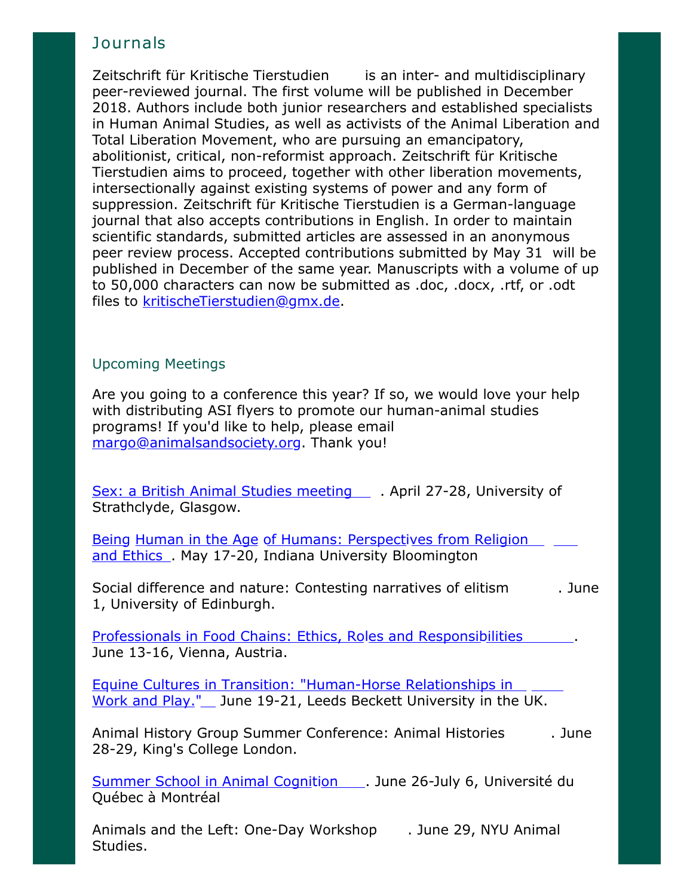## Journals

Zeitschrift für Kritische Tierstudien is an inter- and multidisciplinary peer-reviewed journal. The first volume will be published in December 2018. Authors include both junior researchers and established specialists in Human Animal Studies, as well as activists of the Animal Liberation and Total Liberation Movement, who are pursuing an emancipatory, abolitionist, critical, non-reformist approach. Zeitschrift für Kritische Tierstudien aims to proceed, together with other liberation movements, intersectionally against existing systems of power and any form of suppression. Zeitschrift für Kritische Tierstudien is a German-language journal that also accepts contributions in English. In order to maintain scientific standards, submitted articles are assessed in an anonymous peer review process. Accepted contributions submitted by May 31 will be published in December of the same year. Manuscripts with a volume of up to 50,000 characters can now be submitted as .doc, .docx, .rtf, or .odt files to kritischeTierstudien@gmx.de.

### Upcoming Meetings

Are you going to a conference this year? If so, we would love your help with distributing ASI flyers to promote our human-animal studies programs! If you'd like to help, please email margo@animalsandsociety.org. Thank you!

Sex: a British Animal Studies meeting. April 27-28, University of Strathclyde, Glasgow.

Being Human in the Age of Humans: Perspectives from Religion and Ethics. May 17-20, Indiana University Bloomington

Social difference and nature: Contesting narratives of elitism. June 1, University of Edinburgh.

Professionals in Food Chains: Ethics, Roles and Responsibilities. June 13-16, Vienna, Austria.

Equine Cultures in Transition: "Human-Horse Relationships in Work and Play." June 19-21, Leeds Beckett University in the UK.

Animal History Group Summer Conference: Animal Histories. June 28-29, King's College London.

Summer School in Animal Cognition. June 26-July 6, Université du Québec à Montréal

Animals and the Left: One-Day Workshop. June 29, NYU Animal Studies.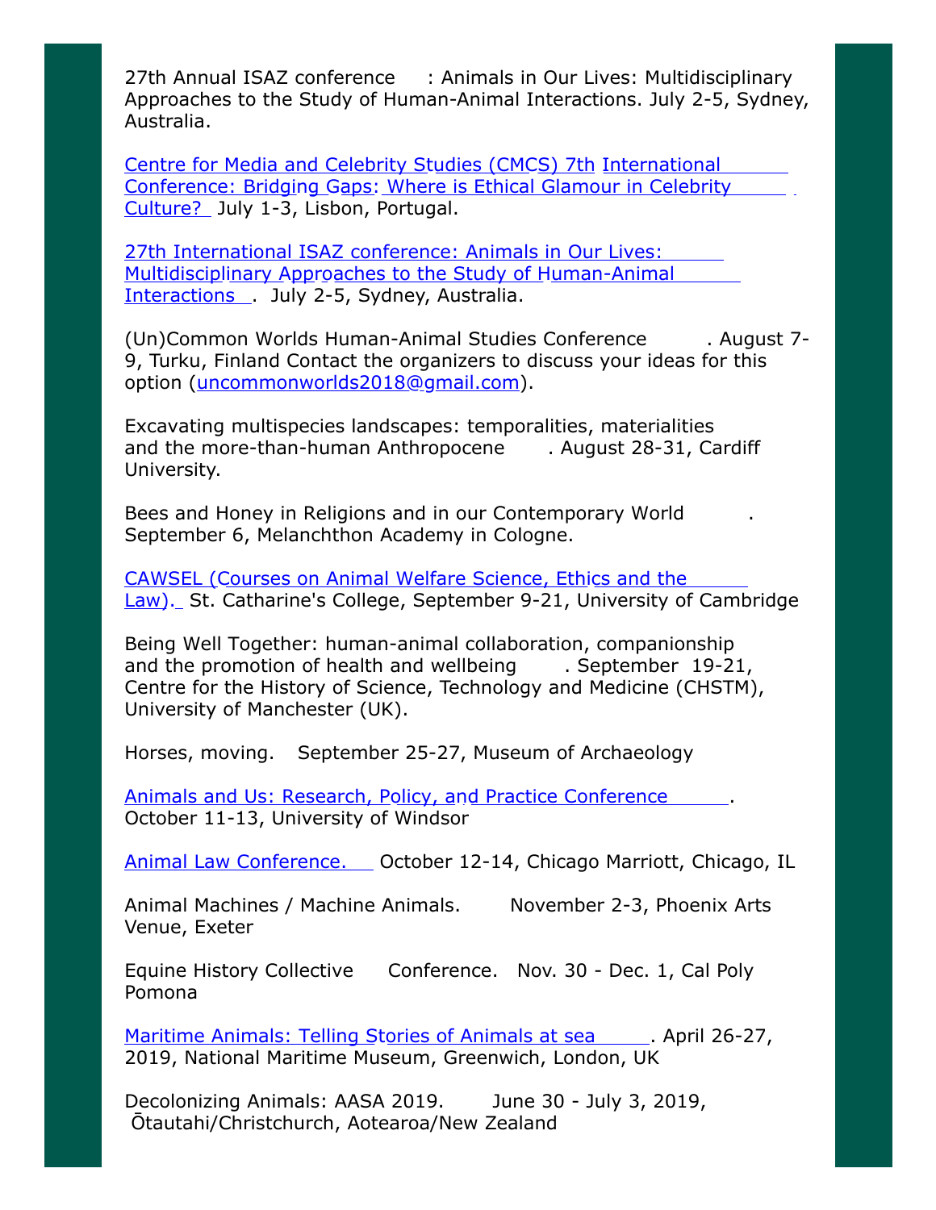27th Annual ISAZ conference : Animals in Our Lives: Multidisciplinary Approaches to the Study of Human-Animal Interactions. July 2-5, Sydney, Australia.

Centre for Media and Celebrity Studies (CMCS) 7th International Conference: Bridging Gaps: Where is Ethical Glamour in Celebrity Culture? July 1-3, Lisbon, Portugal.

27th International ISAZ conference: Animals in Our Lives: Multidisciplinary Approaches to the Study of Human-Animal Interactions. July 2-5, Sydney, Australia.

(Un)Common Worlds Human-Animal Studies Conference. August 7-9, Turku, Finland Contact the organizers to discuss your ideas for this option (uncommonworlds2018@gmail.com).

Excavating multispecies landscapes: temporalities, materialities and the more-than-human Anthropocene. August 28-31, Cardiff University.

Bees and Honey in Religions and in our Contemporary World. September 6, Melanchthon Academy in Cologne.

CAWSEL (Courses on Animal Welfare Science, Ethics and the Law). St. Catharine's College, September 9-21, University of Cambridge

Being Well Together: human-animal collaboration, companionship and the promotion of health and wellbeing. September 19-21, Centre for the History of Science, Technology and Medicine (CHSTM), University of Manchester (UK).

Horses, moving. September 25-27, Museum of Archaeology

Animals and Us: Research, Policy, and Practice Conference. October 11-13, University of Windsor

Animal Law Conference. October 12-14, Chicago Marriott, Chicago, IL

Animal Machines / Machine Animals. November 2-3, Phoenix Arts Venue, Exeter

Equine History Collective Conference. Nov. 30 - Dec. 1, Cal Poly Pomona

Maritime Animals: Telling Stories of Animals at sea. April 26-27, 2019, National Maritime Museum, Greenwich, London, UK

Decolonizing Animals: AASA 2019. June 30 - July 3, 2019, Ōtautahi/Christchurch, Aotearoa/New Zealand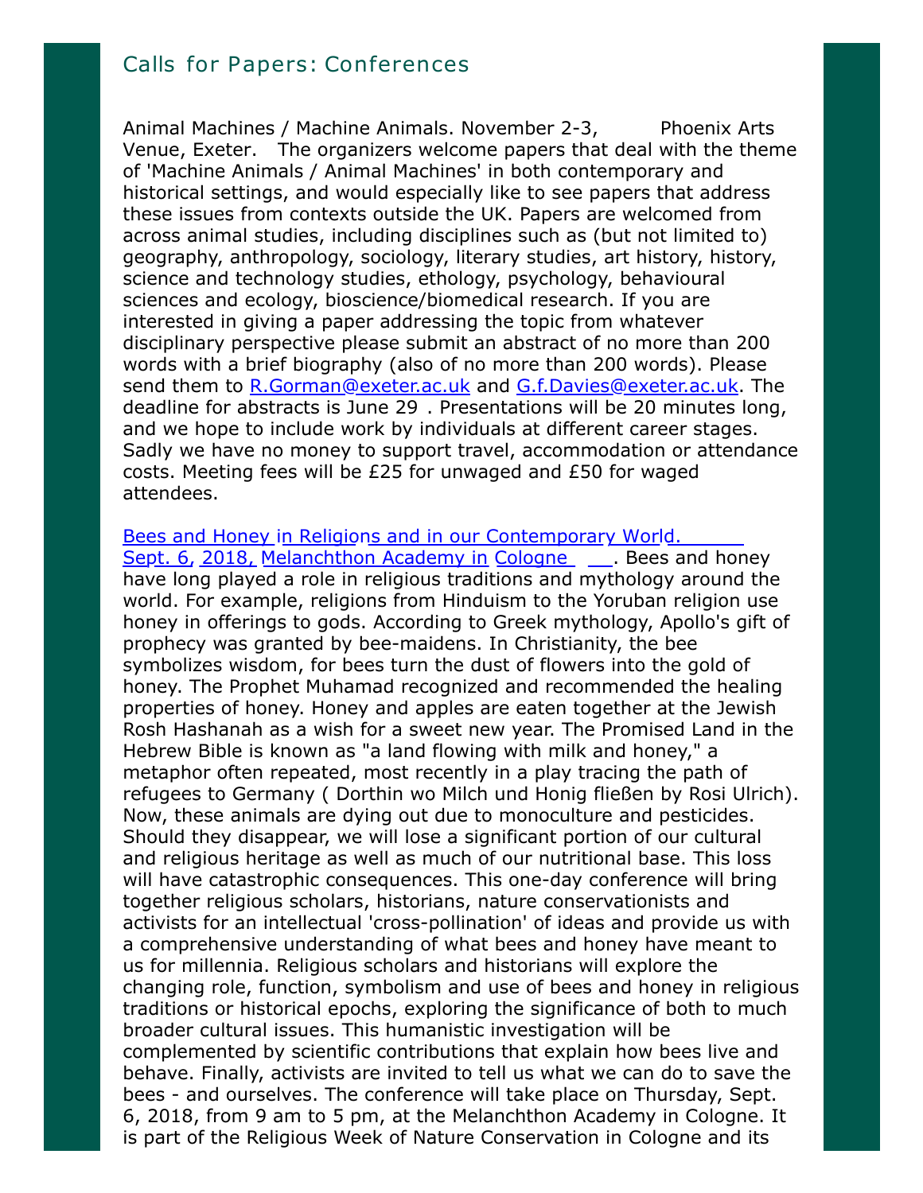## Calls for Papers: Conferences

Animal Machines / Machine Animals. November 2-3, Phoenix Arts Venue, Exeter. The organizers welcome papers that deal with the theme of 'Machine Animals / Animal Machines' in both contemporary and historical settings, and would especially like to see papers that address these issues from contexts outside the UK. Papers are welcomed from across animal studies, including disciplines such as (but not limited to) geography, anthropology, sociology, literary studies, art history, history, science and technology studies, ethology, psychology, behavioural sciences and ecology, bioscience/biomedical research. If you are interested in giving a paper addressing the topic from whatever disciplinary perspective please submit an abstract of no more than 200 words with a brief biography (also of no more than 200 words). Please send them to R.Gorman@exeter.ac.uk and G.f.Davies@exeter.ac.uk. The deadline for abstracts is June 29 . Presentations will be 20 minutes long, and we hope to include work by individuals at different career stages. Sadly we have no money to support travel, accommodation or attendance costs. Meeting fees will be £25 for unwaged and £50 for waged attendees.

Bees and Honey in Religions and in our Contemporary World. Sept. 6, 2018, Melanchthon Academy in Cologne . Bees and honey have long played a role in religious traditions and mythology around the world. For example, religions from Hinduism to the Yoruban religion use honey in offerings to gods. According to Greek mythology, Apollo's gift of prophecy was granted by bee-maidens. In Christianity, the bee symbolizes wisdom, for bees turn the dust of flowers into the gold of honey. The Prophet Muhamad recognized and recommended the healing properties of honey. Honey and apples are eaten together at the Jewish Rosh Hashanah as a wish for a sweet new year. The Promised Land in the Hebrew Bible is known as "a land flowing with milk and honey," a metaphor often repeated, most recently in a play tracing the path of refugees to Germany ( Dorthin wo Milch und Honig fließen by Rosi Ulrich). Now, these animals are dying out due to monoculture and pesticides. Should they disappear, we will lose a significant portion of our cultural and religious heritage as well as much of our nutritional base. This loss will have catastrophic consequences. This one-day conference will bring together religious scholars, historians, nature conservationists and activists for an intellectual 'cross-pollination' of ideas and provide us with a comprehensive understanding of what bees and honey have meant to us for millennia. Religious scholars and historians will explore the changing role, function, symbolism and use of bees and honey in religious traditions or historical epochs, exploring the significance of both to much broader cultural issues. This humanistic investigation will be complemented by scientific contributions that explain how bees live and behave. Finally, activists are invited to tell us what we can do to save the bees - and ourselves. The conference will take place on Thursday, Sept. 6, 2018, from 9 am to 5 pm, at the Melanchthon Academy in Cologne. It is part of the Religious Week of Nature Conservation in Cologne and its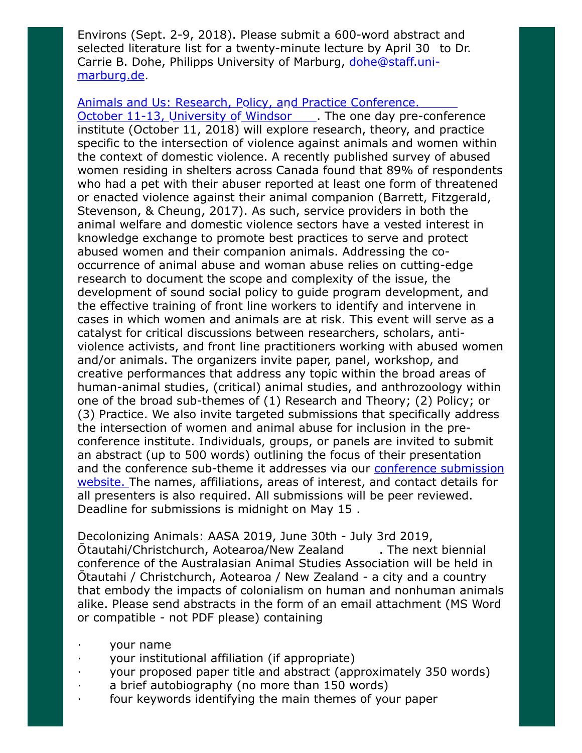Environs (Sept. 2-9, 2018). Please submit a 600-word abstract and selected literature list for a twenty-minute lecture by April 30 to Dr. Carrie B. Dohe, Philipps University of Marburg, [dohe@staff.uni-marburg.de](mailto:dohe@staff.uni-marburg.de).

[Animals and Us: Research, Policy, and Practice Conference. October 11-13, University of Windsor](). The one day pre-conference institute (October 11, 2018) will explore research, theory, and practice specific to the intersection of violence against animals and women within the context of domestic violence. A recently published survey of abused women residing in shelters across Canada found that 89% of respondents who had a pet with their abuser reported at least one form of threatened or enacted violence against their animal companion (Barrett, Fitzgerald, Stevenson, & Cheung, 2017). As such, service providers in both the animal welfare and domestic violence sectors have a vested interest in knowledge exchange to promote best practices to serve and protect abused women and their companion animals. Addressing the co-occurrence of animal abuse and woman abuse relies on cutting-edge research to document the scope and complexity of the issue, the development of sound social policy to guide program development, and the effective training of front line workers to identify and intervene in cases in which women and animals are at risk. This event will serve as a catalyst for critical discussions between researchers, scholars, anti-violence activists, and front line practitioners working with abused women and/or animals. The organizers invite paper, panel, workshop, and creative performances that address any topic within the broad areas of human-animal studies, (critical) animal studies, and anthrozoology within one of the broad sub-themes of (1) Research and Theory; (2) Policy; or (3) Practice. We also invite targeted submissions that specifically address the intersection of women and animal abuse for inclusion in the pre-conference institute. Individuals, groups, or panels are invited to submit an abstract (up to 500 words) outlining the focus of their presentation and the conference sub-theme it addresses via our [conference submission website.]() The names, affiliations, areas of interest, and contact details for all presenters is also required. All submissions will be peer reviewed. Deadline for submissions is midnight on May 15 .

Decolonizing Animals: AASA 2019, June 30th - July 3rd 2019, Ōtautahi/Christchurch, Aotearoa/New Zealand . The next biennial conference of the Australasian Animal Studies Association will be held in Ōtautahi / Christchurch, Aotearoa / New Zealand - a city and a country that embody the impacts of colonialism on human and nonhuman animals alike. Please send abstracts in the form of an email attachment (MS Word or compatible - not PDF please) containing

- your name
- your institutional affiliation (if appropriate)
- your proposed paper title and abstract (approximately 350 words)
- a brief autobiography (no more than 150 words)
- four keywords identifying the main themes of your paper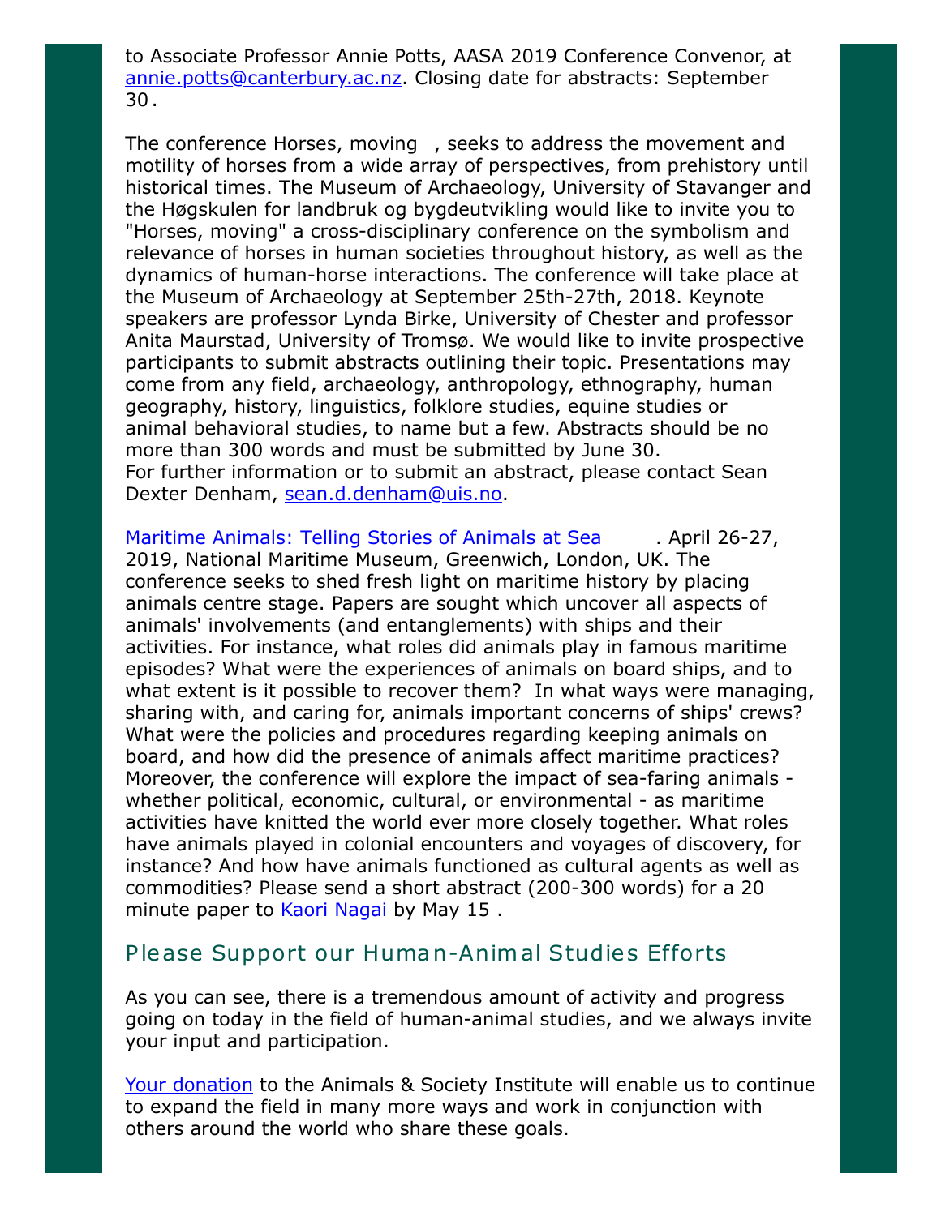to Associate Professor Annie Potts, AASA 2019 Conference Convenor, at annie.potts@canterbury.ac.nz. Closing date for abstracts: September 30.

The conference Horses, moving , seeks to address the movement and motility of horses from a wide array of perspectives, from prehistory until historical times. The Museum of Archaeology, University of Stavanger and the Høgskulen for landbruk og bygdeutvikling would like to invite you to "Horses, moving" a cross-disciplinary conference on the symbolism and relevance of horses in human societies throughout history, as well as the dynamics of human-horse interactions. The conference will take place at the Museum of Archaeology at September 25th-27th, 2018. Keynote speakers are professor Lynda Birke, University of Chester and professor Anita Maurstad, University of Tromsø. We would like to invite prospective participants to submit abstracts outlining their topic. Presentations may come from any field, archaeology, anthropology, ethnography, human geography, history, linguistics, folklore studies, equine studies or animal behavioral studies, to name but a few. Abstracts should be no more than 300 words and must be submitted by June 30.
For further information or to submit an abstract, please contact Sean Dexter Denham, sean.d.denham@uis.no.

Maritime Animals: Telling Stories of Animals at Sea. April 26-27, 2019, National Maritime Museum, Greenwich, London, UK. The conference seeks to shed fresh light on maritime history by placing animals centre stage. Papers are sought which uncover all aspects of animals' involvements (and entanglements) with ships and their activities. For instance, what roles did animals play in famous maritime episodes? What were the experiences of animals on board ships, and to what extent is it possible to recover them? In what ways were managing, sharing with, and caring for, animals important concerns of ships' crews? What were the policies and procedures regarding keeping animals on board, and how did the presence of animals affect maritime practices? Moreover, the conference will explore the impact of sea-faring animals - whether political, economic, cultural, or environmental - as maritime activities have knitted the world ever more closely together. What roles have animals played in colonial encounters and voyages of discovery, for instance? And how have animals functioned as cultural agents as well as commodities? Please send a short abstract (200-300 words) for a 20 minute paper to Kaori Nagai by May 15 .

## Please Support our Human-Animal Studies Efforts

As you can see, there is a tremendous amount of activity and progress going on today in the field of human-animal studies, and we always invite your input and participation.

Your donation to the Animals & Society Institute will enable us to continue to expand the field in many more ways and work in conjunction with others around the world who share these goals.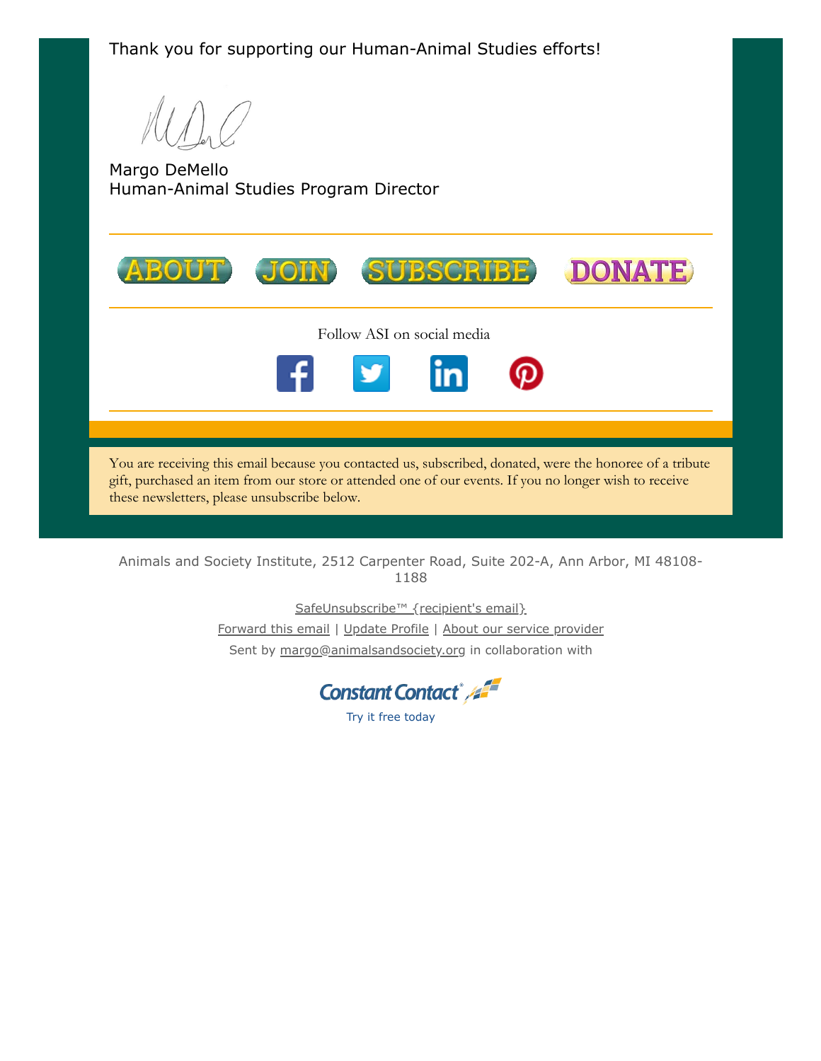Thank you for supporting our Human-Animal Studies efforts!

Margo DeMello
Human-Animal Studies Program Director

ABOUT JOIN SUBSCRIBE DONATE

Follow ASI on social media

You are receiving this email because you contacted us, subscribed, donated, were the honoree of a tribute gift, purchased an item from our store or attended one of our events. If you no longer wish to receive these newsletters, please unsubscribe below.

Animals and Society Institute, 2512 Carpenter Road, Suite 202-A, Ann Arbor, MI 48108-1188

SafeUnsubscribe™ {recipient's email}

Forward this email | Update Profile | About our service provider

Sent by margo@animalsandsociety.org in collaboration with

Constant Contact

Try it free today